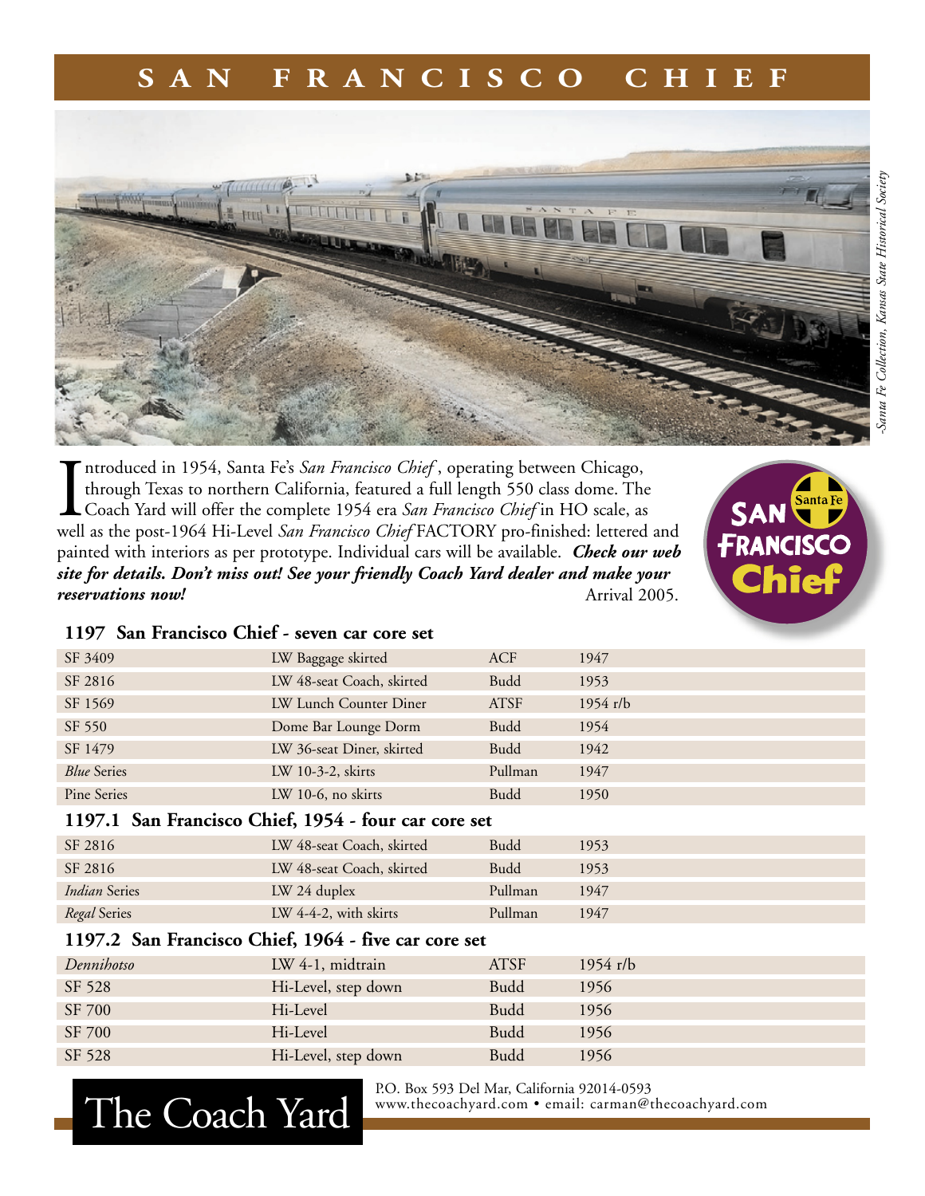# SAN FRANCISCO CHIEF

-Santa Fe Collection, Kansas State Historical Society

Introduced in 1954, Santa Fe's *San Francisco Chief*, operating between Chicago, through Texas to northern California, featured a full length 550 class dome. The Coach Yard will offer the complete 1954 era *San Francisco Chief* in HO scale, as well as the post-1964 Hi-Level *San Francisco Chief* FACTORY pro-finished: lettered and painted with interiors as per prototype. Individual cars will be available. ***Check our web site for details. Don't miss out! See your friendly Coach Yard dealer and make your reservations now!*** Arrival 2005.

SAN FRANCISCO Chief — Santa Fe

### 1197 San Francisco Chief - seven car core set

| | | | |
|---|---|---|---|
| SF 3409 | LW Baggage skirted | ACF | 1947 |
| SF 2816 | LW 48-seat Coach, skirted | Budd | 1953 |
| SF 1569 | LW Lunch Counter Diner | ATSF | 1954 r/b |
| SF 550 | Dome Bar Lounge Dorm | Budd | 1954 |
| SF 1479 | LW 36-seat Diner, skirted | Budd | 1942 |
| *Blue* Series | LW 10-3-2, skirts | Pullman | 1947 |
| Pine Series | LW 10-6, no skirts | Budd | 1950 |

### 1197.1 San Francisco Chief, 1954 - four car core set

| | | | |
|---|---|---|---|
| SF 2816 | LW 48-seat Coach, skirted | Budd | 1953 |
| SF 2816 | LW 48-seat Coach, skirted | Budd | 1953 |
| *Indian* Series | LW 24 duplex | Pullman | 1947 |
| *Regal* Series | LW 4-4-2, with skirts | Pullman | 1947 |

### 1197.2 San Francisco Chief, 1964 - five car core set

| | | | |
|---|---|---|---|
| *Dennihotso* | LW 4-1, midtrain | ATSF | 1954 r/b |
| SF 528 | Hi-Level, step down | Budd | 1956 |
| SF 700 | Hi-Level | Budd | 1956 |
| SF 700 | Hi-Level | Budd | 1956 |
| SF 528 | Hi-Level, step down | Budd | 1956 |

The Coach Yard

P.O. Box 593 Del Mar, California 92014-0593
www.thecoachyard.com • email: carman@thecoachyard.com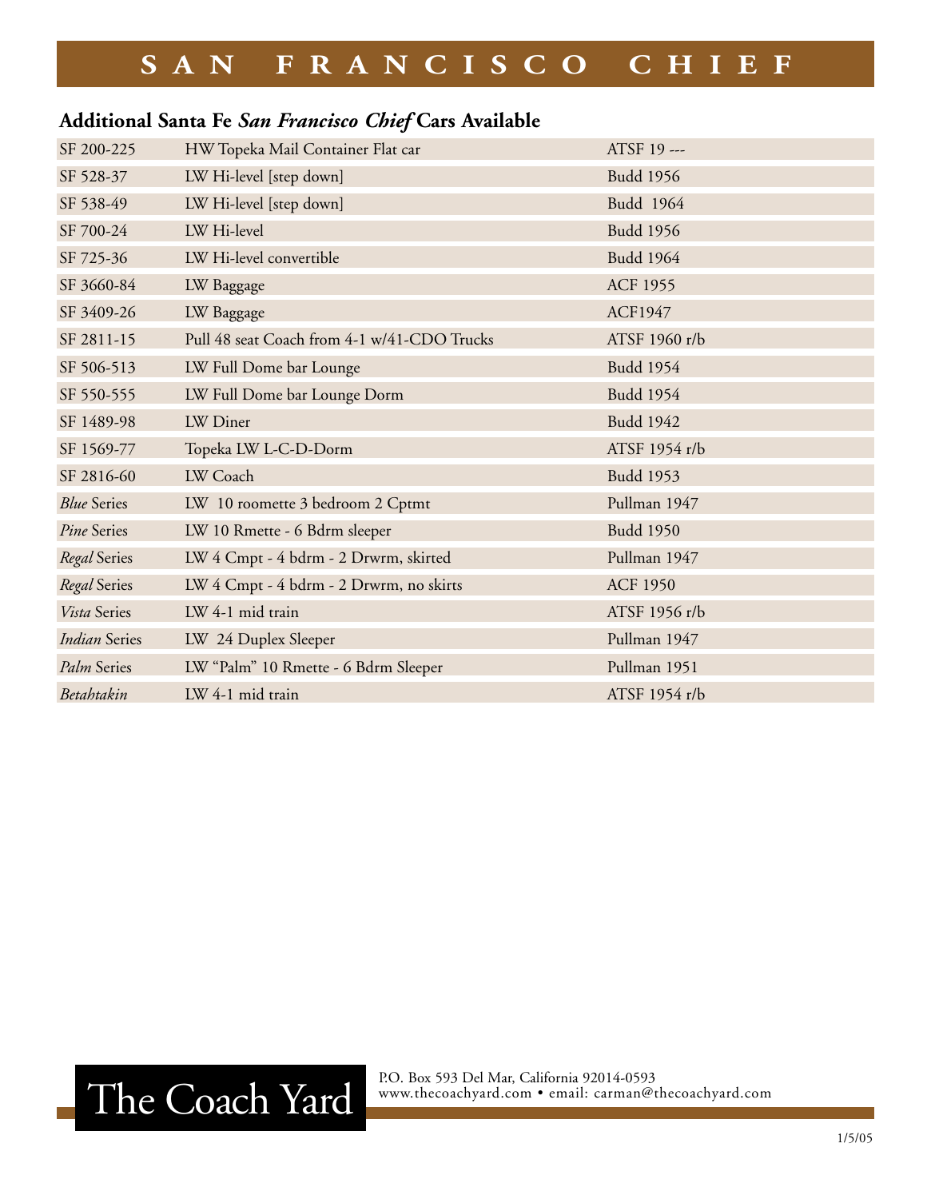# SAN FRANCISCO CHIEF

## Additional Santa Fe *San Francisco Chief* Cars Available

| | | |
|---|---|---|
| SF 200-225 | HW Topeka Mail Container Flat car | ATSF 19 --- |
| SF 528-37 | LW Hi-level [step down] | Budd 1956 |
| SF 538-49 | LW Hi-level [step down] | Budd 1964 |
| SF 700-24 | LW Hi-level | Budd 1956 |
| SF 725-36 | LW Hi-level convertible | Budd 1964 |
| SF 3660-84 | LW Baggage | ACF 1955 |
| SF 3409-26 | LW Baggage | ACF1947 |
| SF 2811-15 | Pull 48 seat Coach from 4-1 w/41-CDO Trucks | ATSF 1960 r/b |
| SF 506-513 | LW Full Dome bar Lounge | Budd 1954 |
| SF 550-555 | LW Full Dome bar Lounge Dorm | Budd 1954 |
| SF 1489-98 | LW Diner | Budd 1942 |
| SF 1569-77 | Topeka LW L-C-D-Dorm | ATSF 1954 r/b |
| SF 2816-60 | LW Coach | Budd 1953 |
| *Blue* Series | LW 10 roomette 3 bedroom 2 Cptmt | Pullman 1947 |
| *Pine* Series | LW 10 Rmette - 6 Bdrm sleeper | Budd 1950 |
| *Regal* Series | LW 4 Cmpt - 4 bdrm - 2 Drwrm, skirted | Pullman 1947 |
| *Regal* Series | LW 4 Cmpt - 4 bdrm - 2 Drwrm, no skirts | ACF 1950 |
| *Vista* Series | LW 4-1 mid train | ATSF 1956 r/b |
| *Indian* Series | LW 24 Duplex Sleeper | Pullman 1947 |
| *Palm* Series | LW "Palm" 10 Rmette - 6 Bdrm Sleeper | Pullman 1951 |
| *Betahtakin* | LW 4-1 mid train | ATSF 1954 r/b |

The Coach Yard

P.O. Box 593 Del Mar, California 92014-0593
www.thecoachyard.com • email: carman@thecoachyard.com

1/5/05